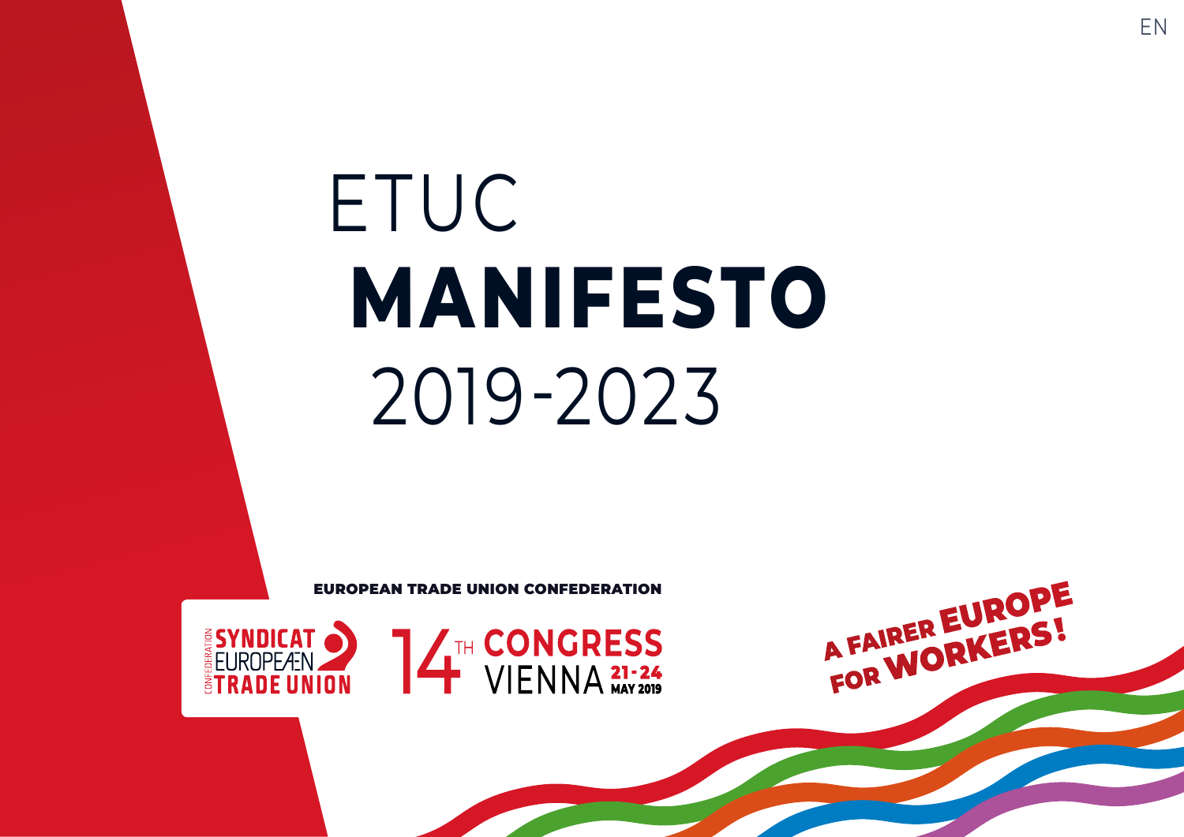EN

# ETUC MANIFESTO 2019-2023

EUROPEAN TRADE UNION CONFEDERATION

CONFEDERATION SYNDICAT EUROPEÆN TRADE UNION

14TH CONGRESS VIENNA 21-24 MAY 2019

A FAIRER EUROPE FOR WORKERS!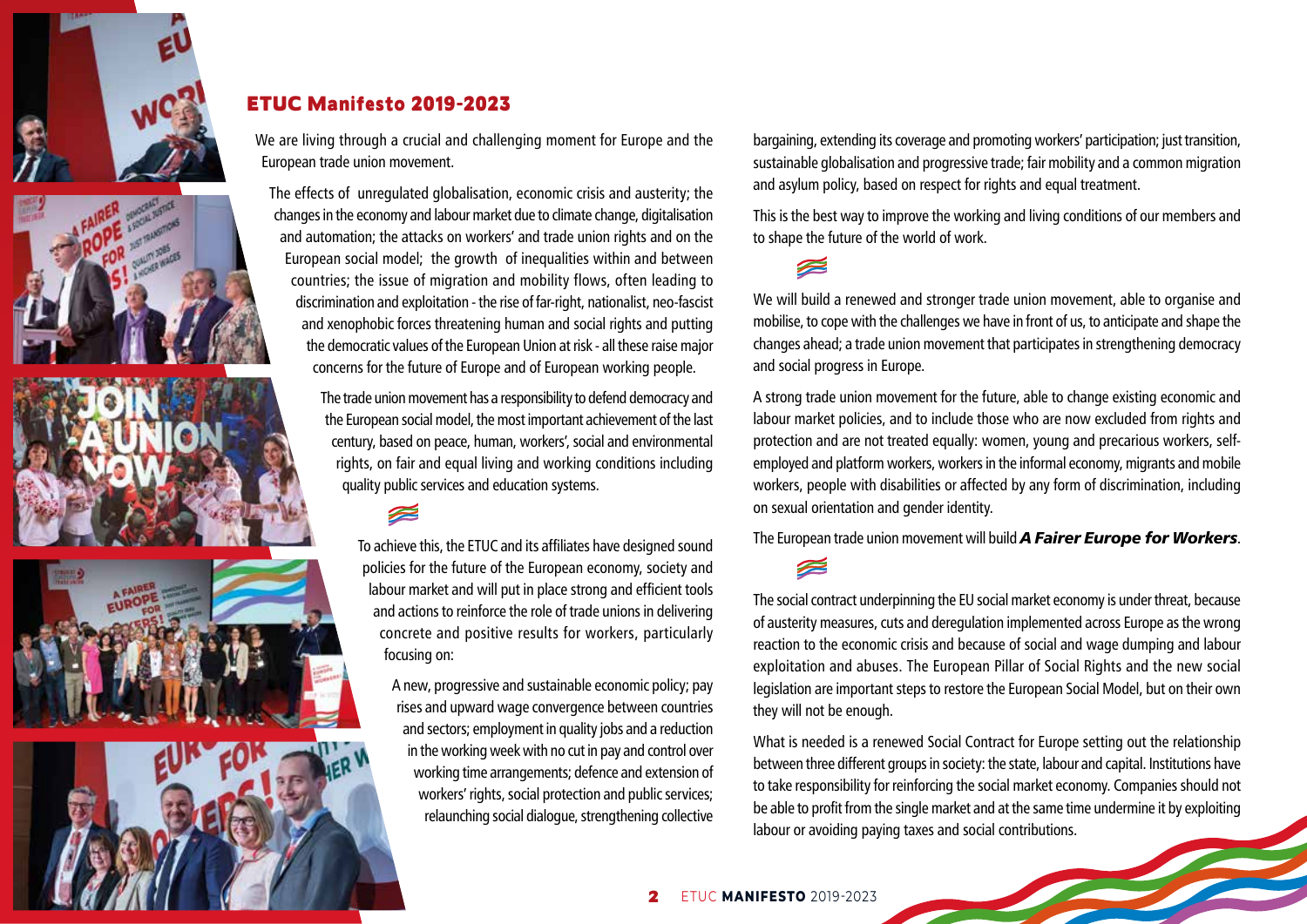## ETUC Manifesto 2019-2023

We are living through a crucial and challenging moment for Europe and the European trade union movement.

The effects of unregulated globalisation, economic crisis and austerity; the changes in the economy and labour market due to climate change, digitalisation and automation; the attacks on workers' and trade union rights and on the European social model; the growth of inequalities within and between countries; the issue of migration and mobility flows, often leading to discrimination and exploitation - the rise of far-right, nationalist, neo-fascist and xenophobic forces threatening human and social rights and putting the democratic values of the European Union at risk - all these raise major concerns for the future of Europe and of European working people.

The trade union movement has a responsibility to defend democracy and the European social model, the most important achievement of the last century, based on peace, human, workers', social and environmental rights, on fair and equal living and working conditions including quality public services and education systems.

To achieve this, the ETUC and its affiliates have designed sound policies for the future of the European economy, society and labour market and will put in place strong and efficient tools and actions to reinforce the role of trade unions in delivering concrete and positive results for workers, particularly focusing on:

A new, progressive and sustainable economic policy; pay rises and upward wage convergence between countries and sectors; employment in quality jobs and a reduction in the working week with no cut in pay and control over working time arrangements; defence and extension of workers' rights, social protection and public services; relaunching social dialogue, strengthening collective bargaining, extending its coverage and promoting workers' participation; just transition, sustainable globalisation and progressive trade; fair mobility and a common migration and asylum policy, based on respect for rights and equal treatment.

This is the best way to improve the working and living conditions of our members and to shape the future of the world of work.

We will build a renewed and stronger trade union movement, able to organise and mobilise, to cope with the challenges we have in front of us, to anticipate and shape the changes ahead; a trade union movement that participates in strengthening democracy and social progress in Europe.

A strong trade union movement for the future, able to change existing economic and labour market policies, and to include those who are now excluded from rights and protection and are not treated equally: women, young and precarious workers, self-employed and platform workers, workers in the informal economy, migrants and mobile workers, people with disabilities or affected by any form of discrimination, including on sexual orientation and gender identity.

The European trade union movement will build ***A Fairer Europe for Workers***.

The social contract underpinning the EU social market economy is under threat, because of austerity measures, cuts and deregulation implemented across Europe as the wrong reaction to the economic crisis and because of social and wage dumping and labour exploitation and abuses. The European Pillar of Social Rights and the new social legislation are important steps to restore the European Social Model, but on their own they will not be enough.

What is needed is a renewed Social Contract for Europe setting out the relationship between three different groups in society: the state, labour and capital. Institutions have to take responsibility for reinforcing the social market economy. Companies should not be able to profit from the single market and at the same time undermine it by exploiting labour or avoiding paying taxes and social contributions.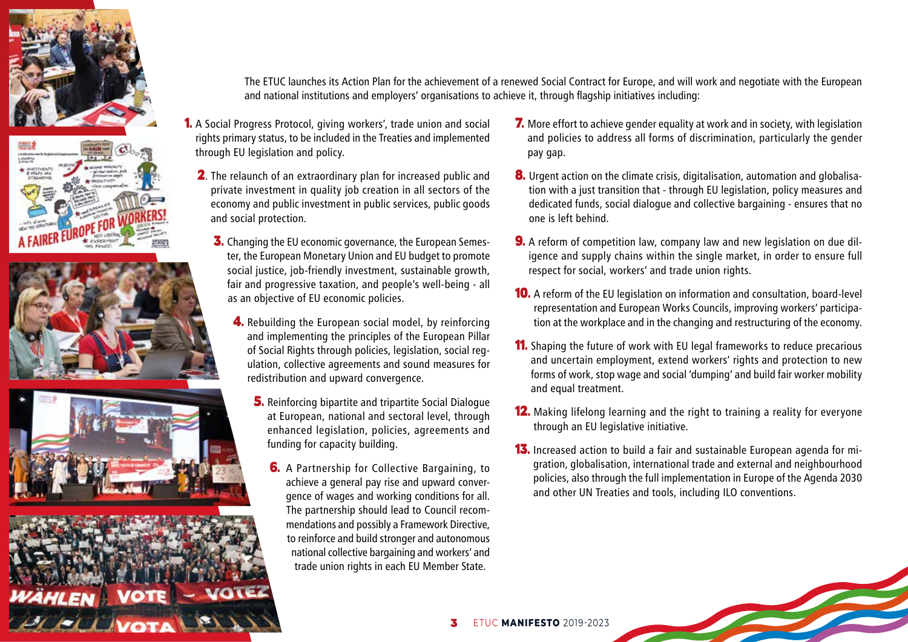The ETUC launches its Action Plan for the achievement of a renewed Social Contract for Europe, and will work and negotiate with the European and national institutions and employers' organisations to achieve it, through flagship initiatives including:

1. A Social Progress Protocol, giving workers', trade union and social rights primary status, to be included in the Treaties and implemented through EU legislation and policy.
2. The relaunch of an extraordinary plan for increased public and private investment in quality job creation in all sectors of the economy and public investment in public services, public goods and social protection.
3. Changing the EU economic governance, the European Semester, the European Monetary Union and EU budget to promote social justice, job-friendly investment, sustainable growth, fair and progressive taxation, and people's well-being - all as an objective of EU economic policies.
4. Rebuilding the European social model, by reinforcing and implementing the principles of the European Pillar of Social Rights through policies, legislation, social regulation, collective agreements and sound measures for redistribution and upward convergence.
5. Reinforcing bipartite and tripartite Social Dialogue at European, national and sectoral level, through enhanced legislation, policies, agreements and funding for capacity building.
6. A Partnership for Collective Bargaining, to achieve a general pay rise and upward convergence of wages and working conditions for all. The partnership should lead to Council recommendations and possibly a Framework Directive, to reinforce and build stronger and autonomous national collective bargaining and workers' and trade union rights in each EU Member State.
7. More effort to achieve gender equality at work and in society, with legislation and policies to address all forms of discrimination, particularly the gender pay gap.
8. Urgent action on the climate crisis, digitalisation, automation and globalisation with a just transition that - through EU legislation, policy measures and dedicated funds, social dialogue and collective bargaining - ensures that no one is left behind.
9. A reform of competition law, company law and new legislation on due diligence and supply chains within the single market, in order to ensure full respect for social, workers' and trade union rights.
10. A reform of the EU legislation on information and consultation, board-level representation and European Works Councils, improving workers' participation at the workplace and in the changing and restructuring of the economy.
11. Shaping the future of work with EU legal frameworks to reduce precarious and uncertain employment, extend workers' rights and protection to new forms of work, stop wage and social 'dumping' and build fair worker mobility and equal treatment.
12. Making lifelong learning and the right to training a reality for everyone through an EU legislative initiative.
13. Increased action to build a fair and sustainable European agenda for migration, globalisation, international trade and external and neighbourhood policies, also through the full implementation in Europe of the Agenda 2030 and other UN Treaties and tools, including ILO conventions.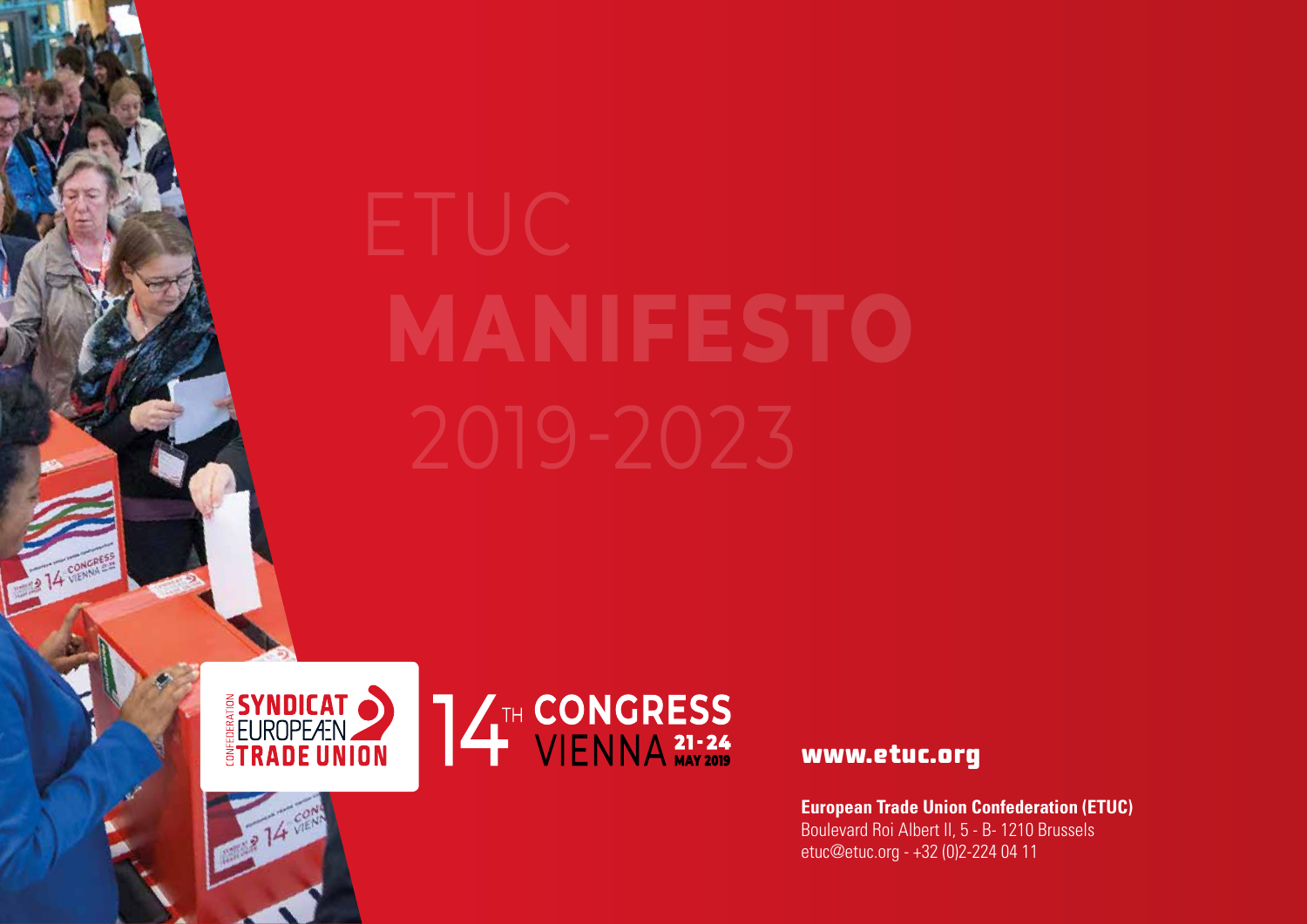# ETUC MANIFESTO 2019-2023

CONFEDERATION SYNDICAT EUROPEÆN TRADE UNION

14TH CONGRESS VIENNA 21-24 MAY 2019

**www.etuc.org**

**European Trade Union Confederation (ETUC)**
Boulevard Roi Albert II, 5 - B- 1210 Brussels
etuc@etuc.org - +32 (0)2-224 04 11